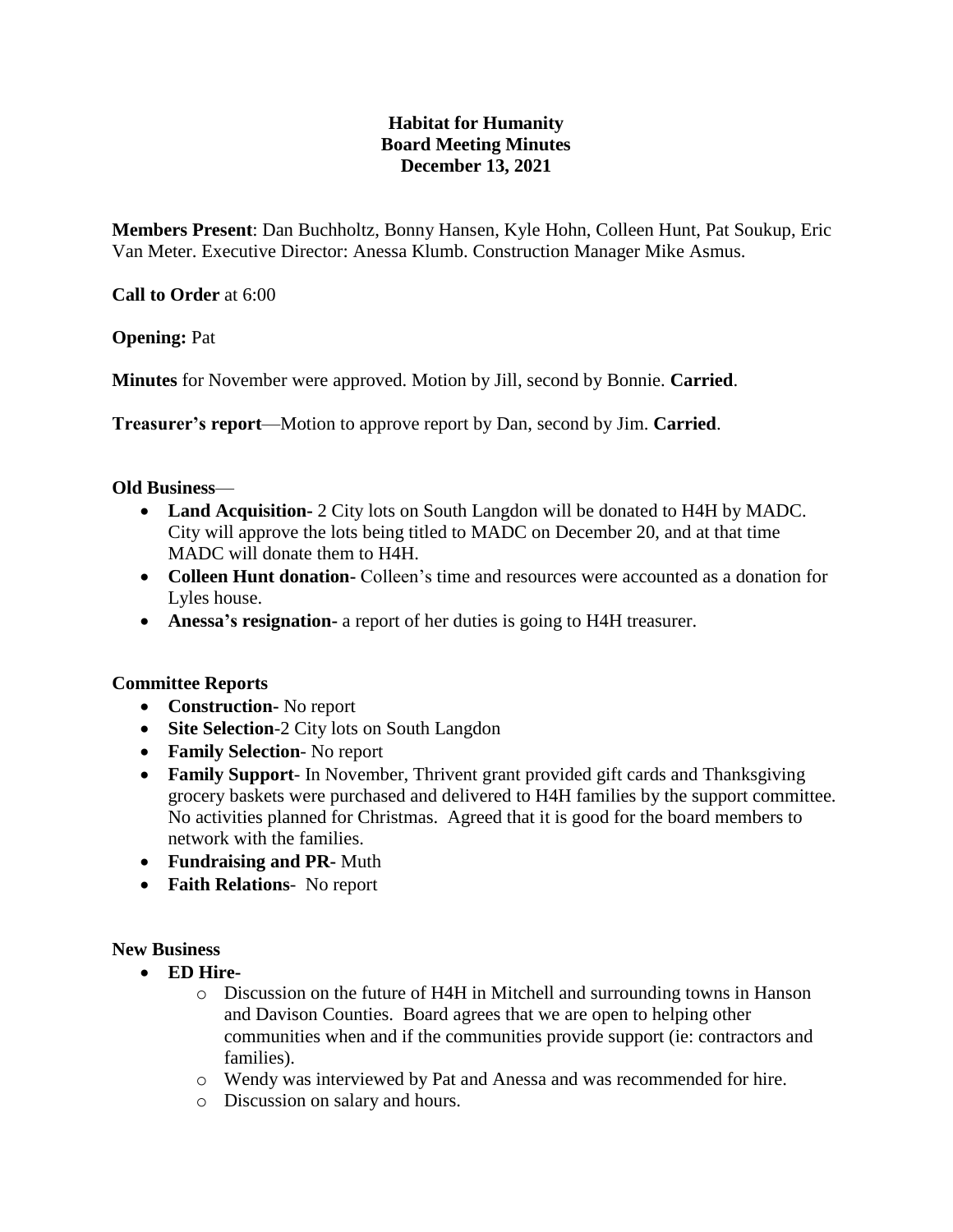# Habitat for Humanity
## Board Meeting Minutes
### December 13, 2021

**Members Present**: Dan Buchholtz, Bonny Hansen, Kyle Hohn, Colleen Hunt, Pat Soukup, Eric Van Meter. Executive Director: Anessa Klumb. Construction Manager Mike Asmus.

**Call to Order** at 6:00

**Opening:** Pat

**Minutes** for November were approved. Motion by Jill, second by Bonnie. **Carried**.

**Treasurer's report**—Motion to approve report by Dan, second by Jim. **Carried**.

**Old Business**—

- **Land Acquisition-** 2 City lots on South Langdon will be donated to H4H by MADC. City will approve the lots being titled to MADC on December 20, and at that time MADC will donate them to H4H.
- **Colleen Hunt donation-** Colleen's time and resources were accounted as a donation for Lyles house.
- **Anessa's resignation-** a report of her duties is going to H4H treasurer.

**Committee Reports**

- **Construction-** No report
- **Site Selection**-2 City lots on South Langdon
- **Family Selection**- No report
- **Family Support**- In November, Thrivent grant provided gift cards and Thanksgiving grocery baskets were purchased and delivered to H4H families by the support committee. No activities planned for Christmas. Agreed that it is good for the board members to network with the families.
- **Fundraising and PR-** Muth
- **Faith Relations**- No report

**New Business**

- **ED Hire-**
  - Discussion on the future of H4H in Mitchell and surrounding towns in Hanson and Davison Counties. Board agrees that we are open to helping other communities when and if the communities provide support (ie: contractors and families).
  - Wendy was interviewed by Pat and Anessa and was recommended for hire.
  - Discussion on salary and hours.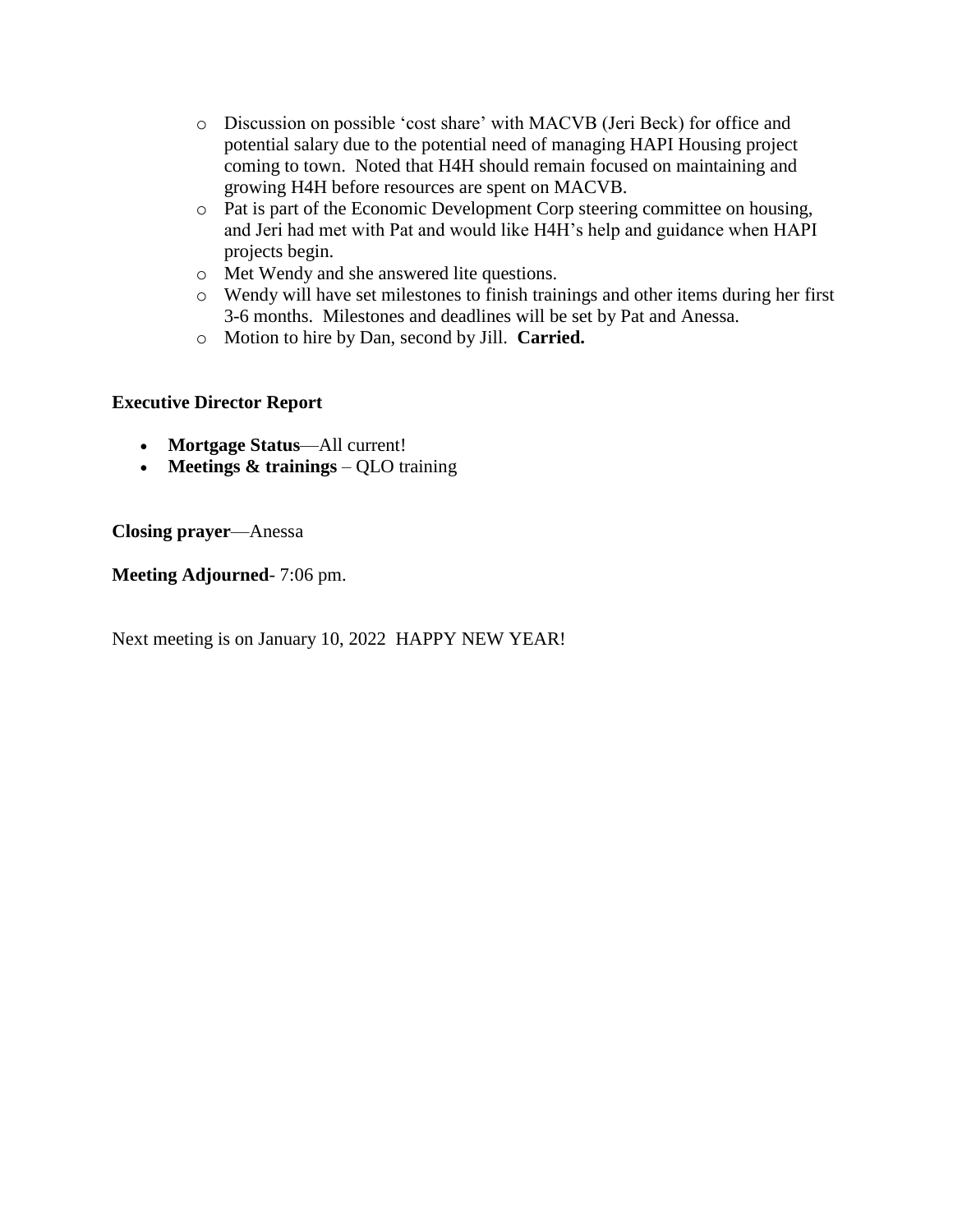- Discussion on possible 'cost share' with MACVB (Jeri Beck) for office and potential salary due to the potential need of managing HAPI Housing project coming to town. Noted that H4H should remain focused on maintaining and growing H4H before resources are spent on MACVB.
- Pat is part of the Economic Development Corp steering committee on housing, and Jeri had met with Pat and would like H4H's help and guidance when HAPI projects begin.
- Met Wendy and she answered lite questions.
- Wendy will have set milestones to finish trainings and other items during her first 3-6 months. Milestones and deadlines will be set by Pat and Anessa.
- Motion to hire by Dan, second by Jill. **Carried.**

**Executive Director Report**

- **Mortgage Status**—All current!
- **Meetings & trainings** – QLO training

**Closing prayer**—Anessa

**Meeting Adjourned**- 7:06 pm.

Next meeting is on January 10, 2022 HAPPY NEW YEAR!